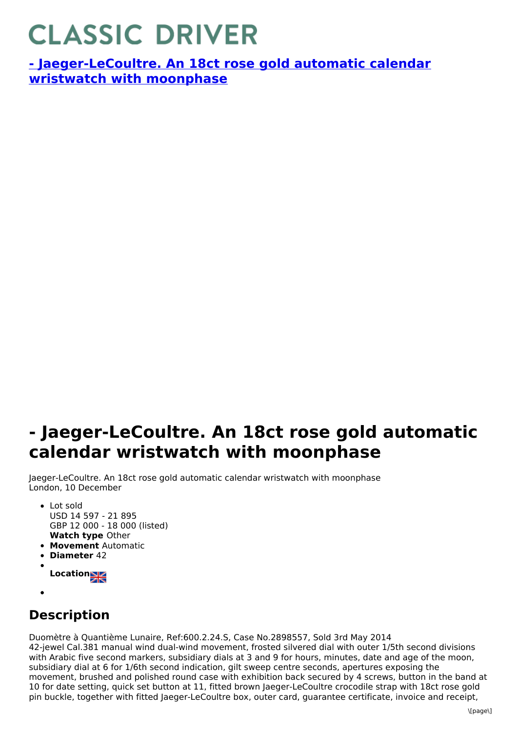# CLASSIC DRIVER

**[- Jaeger-LeCoultre. An 18ct rose gold automatic calendar wristwatch with moonphase]()**

# - Jaeger-LeCoultre. An 18ct rose gold automatic calendar wristwatch with moonphase

Jaeger-LeCoultre. An 18ct rose gold automatic calendar wristwatch with moonphase
London, 10 December

- Lot sold
  USD 14 597 - 21 895
  GBP 12 000 - 18 000 (listed)
  **Watch type** Other
- **Movement** Automatic
- **Diameter** 42
- **Location**
-

## Description

Duomètre à Quantième Lunaire, Ref:600.2.24.S, Case No.2898557, Sold 3rd May 2014
42-jewel Cal.381 manual wind dual-wind movement, frosted silvered dial with outer 1/5th second divisions with Arabic five second markers, subsidiary dials at 3 and 9 for hours, minutes, date and age of the moon, subsidiary dial at 6 for 1/6th second indication, gilt sweep centre seconds, apertures exposing the movement, brushed and polished round case with exhibition back secured by 4 screws, button in the band at 10 for date setting, quick set button at 11, fitted brown Jaeger-LeCoultre crocodile strap with 18ct rose gold pin buckle, together with fitted Jaeger-LeCoultre box, outer card, guarantee certificate, invoice and receipt,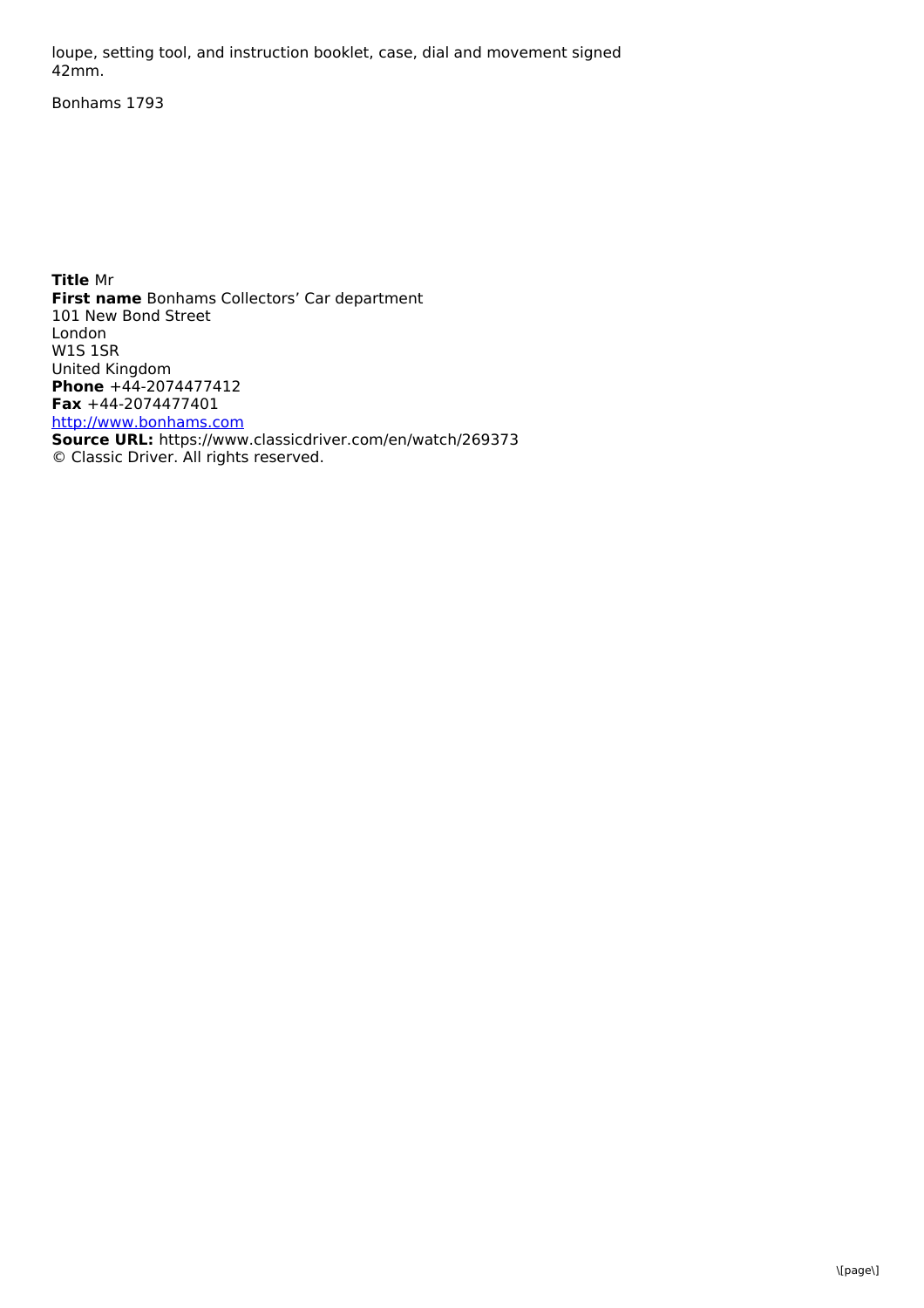loupe, setting tool, and instruction booklet, case, dial and movement signed
42mm.

Bonhams 1793

**Title** Mr
**First name** Bonhams Collectors' Car department
101 New Bond Street
London
W1S 1SR
United Kingdom
**Phone** +44-2074477412
**Fax** +44-2074477401
[http://www.bonhams.com](http://www.bonhams.com)
**Source URL:** https://www.classicdriver.com/en/watch/269373
© Classic Driver. All rights reserved.